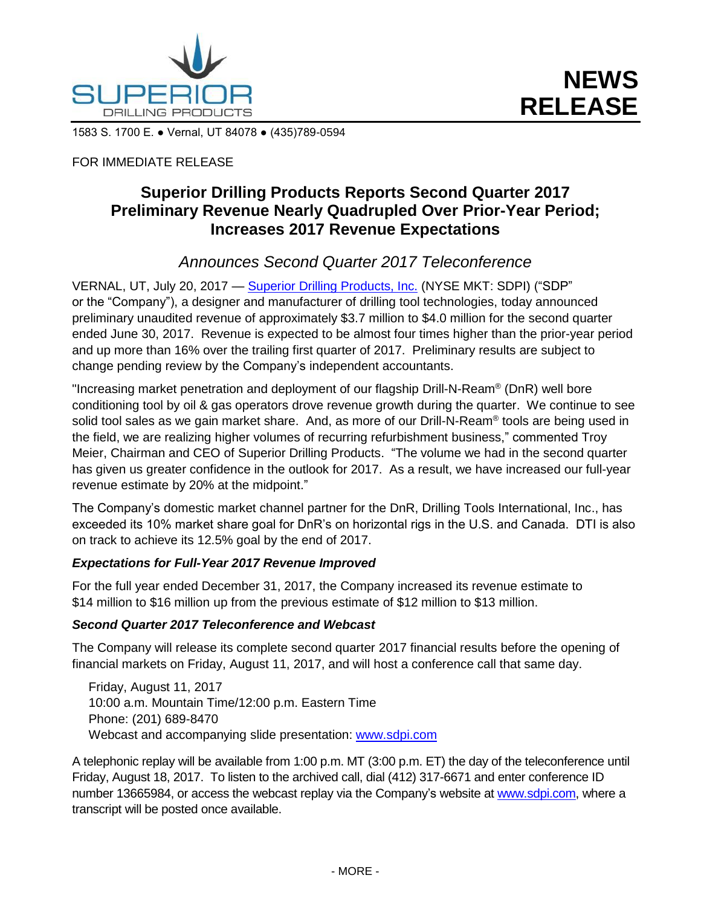SUPERIOR DRILLING PRODUCTS

# NEWS RELEASE

1583 S. 1700 E. ● Vernal, UT 84078 ● (435)789-0594

FOR IMMEDIATE RELEASE

## Superior Drilling Products Reports Second Quarter 2017 Preliminary Revenue Nearly Quadrupled Over Prior-Year Period; Increases 2017 Revenue Expectations

### *Announces Second Quarter 2017 Teleconference*

VERNAL, UT, July 20, 2017 — Superior Drilling Products, Inc. (NYSE MKT: SDPI) ("SDP" or the "Company"), a designer and manufacturer of drilling tool technologies, today announced preliminary unaudited revenue of approximately $3.7 million to $4.0 million for the second quarter ended June 30, 2017. Revenue is expected to be almost four times higher than the prior-year period and up more than 16% over the trailing first quarter of 2017. Preliminary results are subject to change pending review by the Company's independent accountants.

"Increasing market penetration and deployment of our flagship Drill-N-Ream® (DnR) well bore conditioning tool by oil & gas operators drove revenue growth during the quarter. We continue to see solid tool sales as we gain market share. And, as more of our Drill-N-Ream® tools are being used in the field, we are realizing higher volumes of recurring refurbishment business," commented Troy Meier, Chairman and CEO of Superior Drilling Products. "The volume we had in the second quarter has given us greater confidence in the outlook for 2017. As a result, we have increased our full-year revenue estimate by 20% at the midpoint."

The Company's domestic market channel partner for the DnR, Drilling Tools International, Inc., has exceeded its 10% market share goal for DnR's on horizontal rigs in the U.S. and Canada. DTI is also on track to achieve its 12.5% goal by the end of 2017.

***Expectations for Full-Year 2017 Revenue Improved***

For the full year ended December 31, 2017, the Company increased its revenue estimate to $14 million to $16 million up from the previous estimate of $12 million to $13 million.

***Second Quarter 2017 Teleconference and Webcast***

The Company will release its complete second quarter 2017 financial results before the opening of financial markets on Friday, August 11, 2017, and will host a conference call that same day.

Friday, August 11, 2017
10:00 a.m. Mountain Time/12:00 p.m. Eastern Time
Phone: (201) 689-8470
Webcast and accompanying slide presentation: www.sdpi.com

A telephonic replay will be available from 1:00 p.m. MT (3:00 p.m. ET) the day of the teleconference until Friday, August 18, 2017. To listen to the archived call, dial (412) 317-6671 and enter conference ID number 13665984, or access the webcast replay via the Company's website at www.sdpi.com, where a transcript will be posted once available.

\- MORE -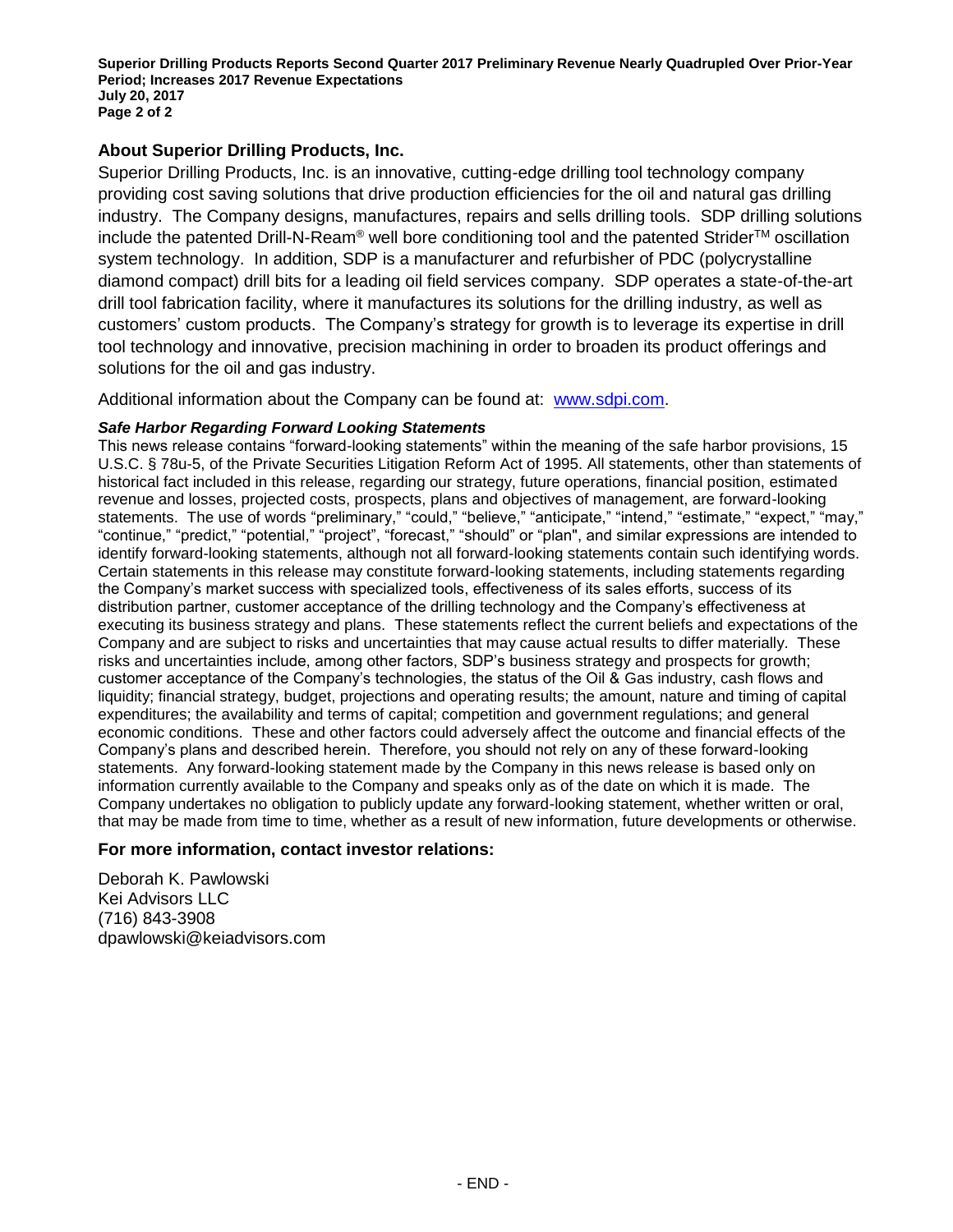## About Superior Drilling Products, Inc.

Superior Drilling Products, Inc. is an innovative, cutting-edge drilling tool technology company providing cost saving solutions that drive production efficiencies for the oil and natural gas drilling industry. The Company designs, manufactures, repairs and sells drilling tools. SDP drilling solutions include the patented Drill-N-Ream® well bore conditioning tool and the patented Strider™ oscillation system technology. In addition, SDP is a manufacturer and refurbisher of PDC (polycrystalline diamond compact) drill bits for a leading oil field services company. SDP operates a state-of-the-art drill tool fabrication facility, where it manufactures its solutions for the drilling industry, as well as customers' custom products. The Company's strategy for growth is to leverage its expertise in drill tool technology and innovative, precision machining in order to broaden its product offerings and solutions for the oil and gas industry.

Additional information about the Company can be found at: www.sdpi.com.

***Safe Harbor Regarding Forward Looking Statements***

This news release contains "forward-looking statements" within the meaning of the safe harbor provisions, 15 U.S.C. § 78u-5, of the Private Securities Litigation Reform Act of 1995. All statements, other than statements of historical fact included in this release, regarding our strategy, future operations, financial position, estimated revenue and losses, projected costs, prospects, plans and objectives of management, are forward-looking statements. The use of words "preliminary," "could," "believe," "anticipate," "intend," "estimate," "expect," "may," "continue," "predict," "potential," "project", "forecast," "should" or "plan", and similar expressions are intended to identify forward-looking statements, although not all forward-looking statements contain such identifying words. Certain statements in this release may constitute forward-looking statements, including statements regarding the Company's market success with specialized tools, effectiveness of its sales efforts, success of its distribution partner, customer acceptance of the drilling technology and the Company's effectiveness at executing its business strategy and plans. These statements reflect the current beliefs and expectations of the Company and are subject to risks and uncertainties that may cause actual results to differ materially. These risks and uncertainties include, among other factors, SDP's business strategy and prospects for growth; customer acceptance of the Company's technologies, the status of the Oil & Gas industry, cash flows and liquidity; financial strategy, budget, projections and operating results; the amount, nature and timing of capital expenditures; the availability and terms of capital; competition and government regulations; and general economic conditions. These and other factors could adversely affect the outcome and financial effects of the Company's plans and described herein. Therefore, you should not rely on any of these forward-looking statements. Any forward-looking statement made by the Company in this news release is based only on information currently available to the Company and speaks only as of the date on which it is made. The Company undertakes no obligation to publicly update any forward-looking statement, whether written or oral, that may be made from time to time, whether as a result of new information, future developments or otherwise.

## For more information, contact investor relations:

Deborah K. Pawlowski
Kei Advisors LLC
(716) 843-3908
dpawlowski@keiadvisors.com

- END -